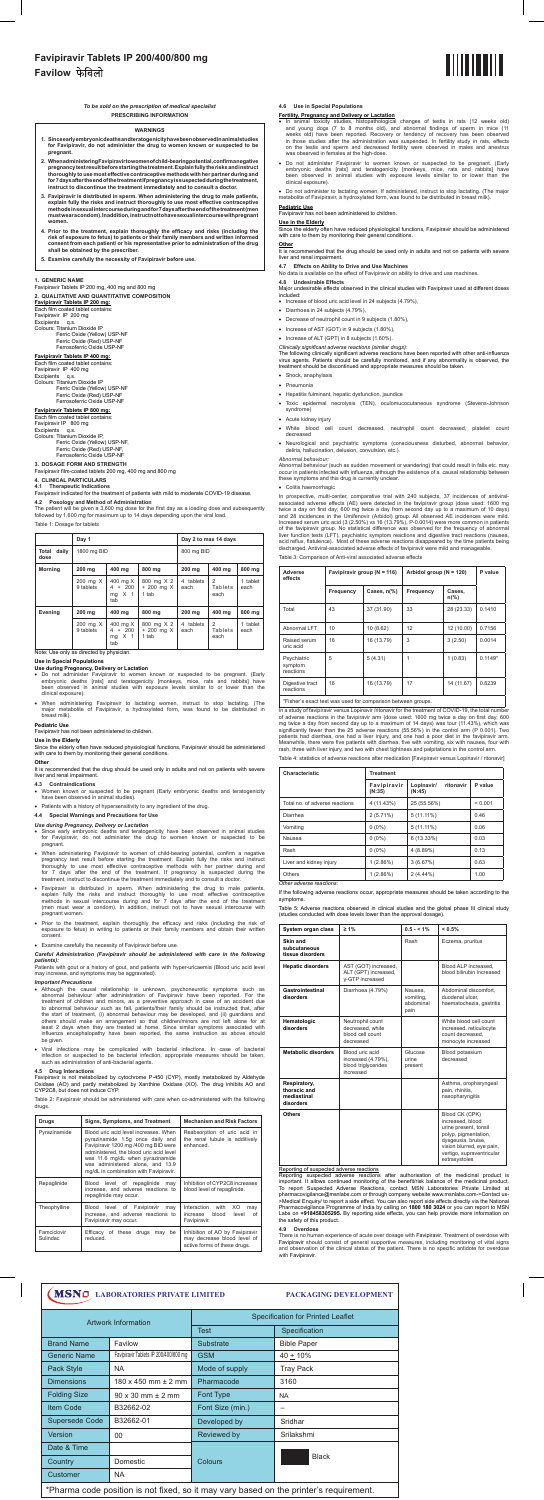# Favipiravir Tablets IP 200/400/800 mg

# Favilow फेविलो

*To be sold on the prescription of medical specialist*

**PRESCRIBING INFORMATION**

**WARNINGS**

1. **Since early embryonic deaths and teratogenicity have been observed in animal studies for Favipiravir, do not administer the drug to women known or suspected to be pregnant.**
2. **When administering Favipiravir to women of child-bearing potential, confirm a negative pregnancy test result before starting the treatment. Explain fully the risks and instruct thoroughly to use most effective contraceptive methods with her partner during and for 7 days after the end of the treatment. If pregnancy is suspected during the treatment, instruct to discontinue the treatment immediately and to consult a doctor.**
3. **Favipiravir is distributed in sperm. When administering the drug to male patients, explain fully the risks and instruct thoroughly to use most effective contraceptive methods in sexual intercourse during and for 7 days after the end of the treatment (men must wear a condom). In addition, instruct not to have sexual intercourse with pregnant women.**
4. **Prior to the treatment, explain thoroughly the efficacy and risks (including the risk of exposure to fetus) to patients or their family members and written informed consent from each patient/ or his representative prior to administration of the drug shall be obtained by the prescriber.**
5. **Examine carefully the necessity of Favipiravir before use.**

## 1. GENERIC NAME

Favipiravir Tablets IP 200 mg, 400 mg and 800 mg

## 2. QUALITATIVE AND QUANTITATIVE COMPOSITION

**Favipiravir Tablets IP 200 mg:**

Each film coated tablet contains:
Favipiravir IP 200 mg
Excipients q.s.
Colours: Titanium Dioxide IP
Ferric Oxide (Yellow) USP-NF
Ferric Oxide (Red) USP-NF
Ferrosoferric Oxide USP-NF

**Favipiravir Tablets IP 400 mg:**

Each film coated tablet contains:
Favipiravir IP 400 mg
Excipients q.s.
Colours: Titanium Dioxide IP
Ferric Oxide (Yellow) USP-NF
Ferric Oxide (Red) USP-NF
Ferrosoferric Oxide USP-NF

**Favipiravir Tablets IP 800 mg:**

Each film coated tablet contains:
Favipiravir IP 800 mg
Excipients q.s.
Colours: Titanium Dioxide IP
Ferric Oxide (Yellow) USP-NF
Ferric Oxide (Red) USP-NF
Ferrosoferric Oxide USP-NF

## 3. DOSAGE FORM AND STRENGTH

Favipiravir film-coated tablets 200 mg, 400 mg and 800 mg

## 4. CLINICAL PARTICULARS

### 4.1 Therapeutic Indications

Favipiravir is indicated for the treatment of patients with mild to moderate COVID-19 disease.

### 4.2 Posology and Method of Administration

The patient will be given a 3,600 mg dose for the first day as a loading dose and subsequently followed by 1,600 mg for maximum up to 14 days depending upon the viral load.

Table 1: Dosage for tablets

| | Day 1 | | | Day 2 to max 14 days | | |
|---|---|---|---|---|---|---|
| **Total daily dose** | 1800 mg BID | | | 800 mg BID | | |
| **Morning** | 200 mg | 400 mg | 800 mg | 200 mg | 400 mg | 800 mg |
| | 200 mg X 9 tablets | 400 mg X 4 + 200 mg X 1 tab | 800 mg X 2 + 200 mg X 1 tab | 4 tablets each | 2 Tablets each | 1 tablet each |
| **Evening** | 200 mg | 400 mg | 800 mg | 200 mg | 400 mg | 800 mg |
| | 200 mg X 9 tablets | 400 mg X 4 + 200 mg X 1 tab | 800 mg X 2 + 200 mg X 1 tab | 4 tablets each | 2 Tablets each | 1 tablet each |

Note: Use only as directed by physician.

**Use in Special Populations**

**Use during Pregnancy, Delivery or Lactation**

- Do not administer Favipiravir to women known or suspected to be pregnant. (Early embryonic deaths (rats) and teratogenicity [monkeys, mice, rats and rabbits] have been observed in animal studies with exposure levels similar to or lower than the clinical exposure).
- When administering Favipiravir to lactating women, instruct to stop lactating. (The major metabolite of Favipiravir, a hydroxylated form, was found to be distributed in breast milk).

**Pediatric Use**

Favipiravir has not been administered to children.

**Use in the Elderly**

Since the elderly often have reduced physiological functions, Favipiravir should be administered with care to them by monitoring their general conditions.

**Other**

It is recommended that the drug should be used only in adults and not on patients with severe liver and renal impairment.

### 4.3 Contraindications

- Women known or suspected to be pregnant (Early embryonic deaths and teratogenicity have been observed in animal studies).
- Patients with a history of hypersensitivity to any ingredient of the drug.

### 4.4 Special Warnings and Precautions for Use

*Use during Pregnancy, Delivery or Lactation*

- Since early embryonic deaths and teratogenicity have been observed in animal studies for Favipiravir, do not administer the drug to women known or suspected to be pregnant.
- When administering Favipiravir to women of child-bearing potential, confirm a negative pregnancy test result before starting the treatment. Explain fully the risks and instruct thoroughly to use most effective contraceptive methods with her partner during and for 7 days after the end of the treatment. If pregnancy is suspected during the treatment, instruct to discontinue the treatment immediately and to consult a doctor.
- Favipiravir is distributed in sperm. When administering the drug to male patients, explain fully the risks and instruct thoroughly to use most effective contraceptive methods in sexual intercourse during and for 7 days after the end of the treatment (men must wear a condom). In addition, instruct not to have sexual intercourse with pregnant women.
- Prior to the treatment, explain thoroughly the efficacy and risks (including the risk of exposure to fetus) in writing to patients or their family members and obtain their written consent.
- Examine carefully the necessity of Favipiravir before use.

***Careful Administration (Favipiravir should be administered with care in the following patients):***

Patients with gout or a history of gout, and patients with hyper-uricaemia (Blood uric acid level may increase, and symptoms may be aggravated).

***Important Precautions***

- Although the causal relationship is unknown, psychoneurotic symptoms such as abnormal behaviour after administration of Favipiravir have been reported. For the treatment of children and minors, as a preventive approach in case of an accident due to abnormal behaviour such as fall, patients/their family should be instructed that, after the start of treatment, (i) abnormal behaviour may be developed, and (ii) guardians and others should make an arrangement so that children/minors are not left alone for at least 2 days when they are treated at home. Since similar symptoms associated with influenza encephalopathy have been reported, the same instruction as above should be given.
- Viral infections may be complicated with bacterial infections. In case of bacterial infection or suspected to be bacterial infection, appropriate measures should be taken, such as administration of anti-bacterial agents.

### 4.5 Drug Interactions

Favipiravir is not metabolized by cytochrome P-450 (CYP), mostly metabolized by Aldehyde Oxidase (AO) and partly metabolized by Xanthine Oxidase (XO). The drug inhibits AO and CYP2C8, but does not induce CYP.

Table 2: Favipiravir should be administered with care when co-administered with the following drugs.

| Drugs | Signs, Symptoms, and Treatment | Mechanism and Risk Factors |
|---|---|---|
| Pyrazinamide | Blood uric acid level increases. When pyrazinamide 1.5g once daily and Favipiravir 1200 mg/400 mg BID were administered, the blood uric acid level was 11.6 mg/dL when pyrazinamide was administered alone, and 13.9 mg/dL in combination with Favipiravir. | Reabsorption of uric acid in the renal tubule is additively enhanced. |
| Repaglinide | Blood level of repaglinide may increase, and adverse reactions to repaglinide may occur. | Inhibition of CYP2C8 increases blood level of repaglinide. |
| Theophylline | Blood level of Favipiravir may increase, and adverse reactions to Favipiravir may occur. | Interaction with XO may increase blood level of Favipiravir. |
| Famciclovir Sulindac | Efficacy of these drugs may be reduced. | Inhibition of AO by Favipiravir may decrease blood level of active forms of these drugs. |

### 4.6 Use in Special Populations

**Fertility, Pregnancy and Delivery or Lactation**

- In animal toxicity studies, histopathological changes of testis in rats (12 weeks old) and young dogs (7 to 8 months old), and abnormal findings of sperm in mice (11 weeks old) have been reported. Recovery or tendency of recovery has been observed in those studies after the administration was suspended. In fertility study in rats, effects on the testis and sperm and decreased fertility were observed in males and anestrus was observed in females at the high-dose.
- Do not administer Favipiravir to women known or suspected to be pregnant. (Early embryonic deaths [rats] and teratogenicity [monkeys, mice, rats and rabbits] have been observed in animal studies with exposure levels similar to or lower than the clinical exposure).
- Do not administer to lactating women. If administered, instruct to stop lactating. (The major metabolite of Favipiravir, a hydroxylated form, was found to be distributed in breast milk).

**Pediatric Use**

Favipiravir has not been administered to children.

**Use in the Elderly**

Since the elderly often have reduced physiological functions, Favipiravir should be administered with care to them by monitoring their general conditions.

**Other**

It is recommended that the drug should be used only in adults and not on patients with severe liver and renal impairment.

### 4.7 Effects on Ability to Drive and Use Machines

No data is available on the effect of Favipiravir on ability to drive and use machines.

### 4.8 Undesirable Effects

Major undesirable effects observed in the clinical studies with Favipiravir used at different doses included:

- Increase of blood uric acid level in 24 subjects (4.79%),
- Diarrhea in 24 subjects (4.79%),
- Decrease of neutrophil count in 9 subjects (1.80%),
- Increase of AST (GOT) in 9 subjects (1.80%),
- Increase of ALT (GPT) in 8 subjects (1.60%).

*Clinically significant adverse reactions (similar drugs)*

The following clinically significant adverse reactions have been reported with other anti-influenza virus agents. Patients should be carefully monitored, and if any abnormality is observed, the treatment should be discontinued and appropriate measures should be taken.

- Shock, anaphylaxis
- Pneumonia
- Hepatitis fulminant, hepatic dysfunction, jaundice
- Toxic epidermal necrolysis (TEN), oculomucocutaneous syndrome (Stevens-Johnson syndrome)
- Acute kidney injury
- White blood cell count decreased, neutrophil count decreased, platelet count decreased
- Neurological and psychiatric symptoms (consciousness disturbed, abnormal behavior, delirio, hallucination, delusion, convulsion, etc.).

*Abnormal behaviour*

Abnormal behaviour (such as sudden movement or wandering) that could result in falls etc. may occur in patients infected with influenza, although the existence of a causal relationship between these symptoms and this drug is currently unclear.

- Colitis haemorrhagic

In prospective, multi-center, comparative trial with 240 subjects, 37 incidences of antiviral-associated adverse effects (AE) were detected in the favipiravir group (dose used: 1600 mg twice a day on first day; 600 mg twice a day from second day up to a maximum of 10 days) and 28 incidences in the Umifenovir (Arbidol) group. All observed AE incidences were mild. Increased serum uric acid (3 (2.50%) vs 16 (13.79%), P=0.0014) were more common in patients of the favipiravir group. No statistical difference was observed for the frequency of abnormal liver function tests (LFT), psychiatric symptom reactions and digestive tract reactions (nausea, acid reflux, flatulence). Most of these adverse reactions disappeared by the time patients being discharged. Antiviral-associated adverse effects of favipiravir were mild and manageable.

Table 3: Comparison of Anti-viral associated adverse effects

| Adverse effects | Favipiravir group (N = 116) | | Arbidol group (N = 120) | | P value |
|---|---|---|---|---|---|
| | Frequency | Cases, n(%) | Frequency | Cases, n(%) | |
| Total | 43 | 37 (31.90) | 33 | 28 (23.33) | 0.1410 |
| Abnormal LFT | 10 | 10 (8.62) | 12 | 12 (10.00) | 0.7156 |
| Raised serum uric acid | 16 | 16 (13.79) | 3 | 3 (2.50) | 0.0014 |
| Psychiatric symptom reactions | 5 | 5 (4.31) | 1 | 1 (0.83) | 0.1149* |
| Digestive tract reactions | 16 | 16 (13.79) | 17 | 14 (11.67) | 0.6239 |

*Fisher's exact test was used for comparison between groups.

In a study of favipiravir versus Lopinavir/ritonavir for the treatment of COVID-19, the total number of adverse reactions in the favipiravir arm (dose used: 1600 mg twice a day on first day; 600 mg twice a day from second day up to a maximum of 14 days) was four (11.43%), which was significantly fewer than the 25 adverse reactions (55.56%) in the control arm (P 0.001). Two patients had diarrhea, one had a liver injury, and one had a poor diet in the favipiravir arm. Meanwhile, there were five patients with diarrhea, five with vomiting, six with nausea, four with rash, three with liver injury, and two with chest tightness and palpitations in the control arm.

Table 4: statistics of adverse reactions after medication [Favipiravir versus Lopinavir / ritonavir]

| Characteristic | Treatment | | P value |
|---|---|---|---|
| | Favipiravir (N=35) | Lopinavir/ ritonavir (N=45) | |
| Total no. of adverse reactions | 4 (11.43%) | 25 (55.56%) | < 0.001 |
| Diarrhea | 2 (5.71%) | 5 (11.11%) | 0.46 |
| Vomiting | 0 (0%) | 5 (11.11%) | 0.06 |
| Nausea | 0 (0%) | 6 (13.33%) | 0.03 |
| Rash | 0 (0%) | 4 (8.89%) | 0.13 |
| Liver and kidney injury | 1 (2.86%) | 3 (6.67%) | 0.63 |
| Others | 1 (2.86%) | 2 (4.44%) | 1.00 |

*Other adverse reactions:*

If the following adverse reactions occur, appropriate measures should be taken according to the symptoms.

Table 5: Adverse reactions observed in clinical studies and the global phase III clinical study (studies conducted with dose levels lower than the approval dosage).

| System organ class | ≥ 1% | 0.5 - < 1% | < 0.5% |
|---|---|---|---|
| **Skin and subcutaneous tissue disorders** | | Rash | Eczema, pruritus |
| **Hepatic disorders** | AST (GOT) increased, ALT (GPT) increased, γ-GTP increased | | Blood ALP increased, blood bilirubin increased |
| **Gastrointestinal disorders** | Diarrhoea (4.79%) | Nausea, vomiting, abdominal pain | Abdominal discomfort, duodenal ulcer, haematochezia, gastritis |
| **Hematologic disorders** | Neutrophil count decreased, white blood cell count decreased | | White blood cell count increased, reticulocyte count decreased, monocyte increased |
| **Metabolic disorders** | Blood uric acid increased (4.79%), blood triglycerides increased | Glucose urine present | Blood potassium decreased |
| **Respiratory, thoracic and mediastinal disorders** | | | Asthma, oropharyngeal pain, rhinitis, nasopharyngitis |
| **Others** | | | Blood CK (CPK) increased, blood urine present, tonsil polyp, pigmentation, dysgeusia, bruise, vision blurred, eye pain, vertigo, supraventricular extrasystoles |

Reporting of suspected adverse reactions

Reporting suspected adverse reactions after authorisation of the medicinal product is important. It allows continued monitoring of the benefit/risk balance of the medicinal product. To report Suspected Adverse Reactions, contact MSN Laboratories Private Limited at pharmacovigilance@msnlabs.com or through company website www.msnlabs.com->Contact us->Medical Enquiry to report a side effect. You can also report side effects directly via the National Pharmacovigilance Programme of India by calling on **1800 180 3024** or you can report to MSN Labs on **+918458305295**. By reporting side effects, you can help provide more information on the safety of this product.

### 4.9 Overdose

There is no human experience of acute over dosage with Favipiravir. Treatment of overdose with Favipiravir should consist of general supportive measures, including monitoring of vital signs and observation of the clinical status of the patient. There is no specific antidote for overdose with Favipiravir.

**MSN LABORATORIES PRIVATE LIMITED** — **PACKAGING DEVELOPMENT**

| Artwork Information | | Specification for Printed Leaflet | |
|---|---|---|---|
| | | Test | Specification |
| Brand Name | Favilow | Substrate | Bible Paper |
| Generic Name | Favipiravir Tablets IP 200/400/800 mg | GSM | 40 ± 10% |
| Pack Style | NA | Mode of supply | Tray Pack |
| Dimensions | 180 x 450 mm ± 2 mm | Pharmacode | 3160 |
| Folding Size | 90 x 30 mm ± 2 mm | Font Type | NA |
| Item Code | B32662-02 | Font Size (min.) | -- |
| Supersede Code | B32662-01 | Developed by | Sridhar |
| Version | 00 | Reviewed by | Srilakshmi |
| Date & Time | | Colours | Black |
| Country | Domestic | | |
| Customer | NA | | |

*Pharma code position is not fixed, so it may vary based on the printer's requirement.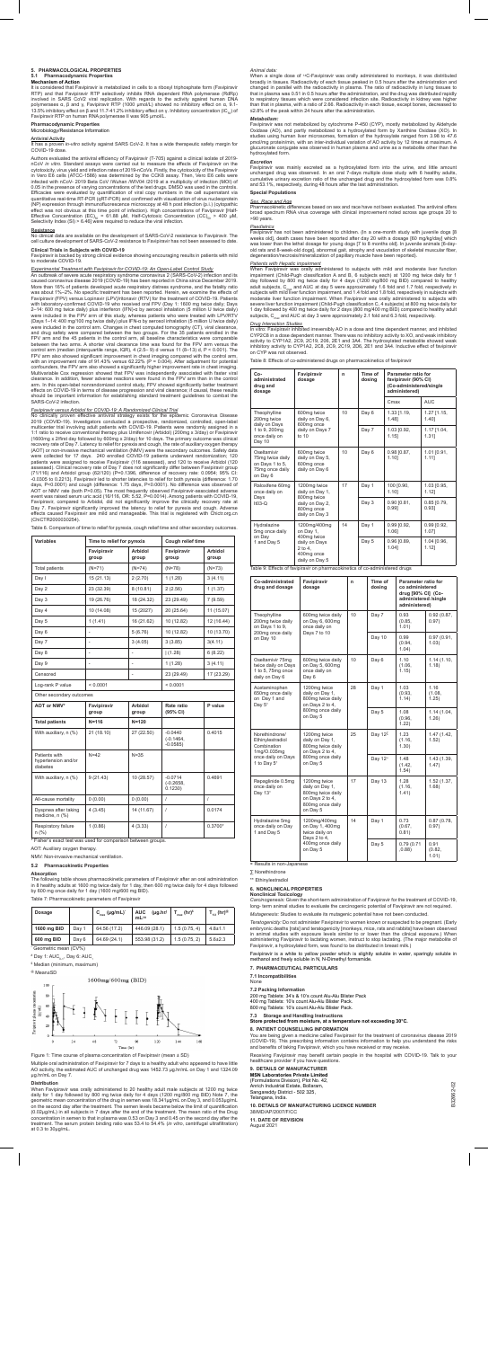## 5. PHARMACOLOGICAL PROPERTIES

### 5.1 Pharmacodynamic Properties

**Mechanism of Action**

It is considered that Favipiravir is metabolized in cells to a ribosyl triphosphate form (Favipiravir RTP) and that Favipiravir RTP selectively inhibits RNA dependent RNA polymerase (RdRp) involved in SARS CoV2 viral replication. With regards to the activity against human DNA polymerases α, β and γ, Favipiravir RTP (1000 μmol/L) showed no inhibitory effect on α, 9.1-13.5% inhibitory effect on β and 11.7-41.2% inhibitory effect on γ. Inhibitory concentration ($IC_{50}$) of Favipiravir RTP on human RNA polymerase II was 905 μmol/L.

**Pharmacodynamic Properties**

Microbiology/Resistance Information

*Antiviral Activity*

It has a proven in-vitro activity against SARS CoV-2. It has a wide therapeutic safety margin for COVID-19 dose.

Authors evaluated the antiviral efficiency of Favipiravir (T-705) against a clinical isolate of 2019-nCoV in vitro. Standard assays were carried out to measure the effects of Favipiravir on the cytotoxicity, virus yield and infection rates of 2019-nCoVs. Firstly, the cytotoxicity of the Favipiravir in Vero E6 cells (ATCC-1586) was determined by the CCK8 assay. Then, Vero E6 cells were infected with nCoV- 2019 Beta CoV Wuhan WIV04 /2019 at a multiplicity of infection (MOI) of 0.05 in the presence of varying concentrations of the test drugs. DMSO was used in the controls. Efficacies were evaluated by quantification of viral copy numbers in the cell supernatant via quantitative real-time RT-PCR (qRT-PCR) and confirmed with visualization of virus nucleoprotein (NP) expression through immunofluorescence microscopy at 48 h post infection (p.i.) (cytopathic effect was not obvious at this time point of infection). High concentrations of Favipiravir [Half-Effective Concentration ($EC_{50}$) = 61.88 μM, Half-Cytotoxic Concentration ($CC_{50}$) > 400 μM, Selectivity Index (SI) > 6.46] were required to reduce the viral infection.

*Resistance*

No clinical data are available on the development of SARS-CoV-2 resistance to Favipiravir. The cell culture development of SARS-CoV-2 resistance to Favipiravir has not been assessed to date.

**Clinical Trials in Subjects with COVID-19**

Favipiravir is backed by strong clinical evidence showing encouraging results in patients with mild to moderate COVID-19.

*Experimental Treatment with Favipiravir for COVID-19: An Open-Label Control Study*

An outbreak of severe acute respiratory syndrome coronavirus 2 (SARS-CoV-2) infection and its caused coronavirus disease 2019 (COVID-19) has been reported in China since December 2019. More than 16% of patients developed acute respiratory distress syndrome, and the fatality ratio was about 1%–2%. No specific treatment has been reported. Herein, we examine the effects of Favipiravir (FPV) versus Lopinavir (LPV)/ritonavir (RTV) for the treatment of COVID-19. Patients with laboratory-confirmed COVID-19 who received oral FPV (Day 1: 1600 mg twice daily; Days 2–14: 600 mg twice daily) plus interferon (IFN)-α by aerosol inhalation (5 million U twice daily) were included in the FPV arm of this study, whereas patients who were treated with LPV/RTV (Days 1–14: 400 mg/100 mg twice daily) plus IFN-α by aerosol inhalation (5 million U twice daily) were included in the control arm. Changes in chest computed tomography (CT), viral clearance, and drug safety were compared between the two groups. For the 35 patients enrolled in the FPV arm and the 45 patients in the control arm, all baseline characteristics were comparable between the two arms. A shorter viral clearance time was found for the FPV arm versus the control arm (median (interquartile range, IQR), 4 (2.5–9) d versus 11 (8–13) d, P < 0.001). The FPV arm also showed significant improvement in chest imaging compared with the control arm, with an improvement rate of 91.43% versus 62.22% (P = 0.004). After adjustment for potential confounders, the FPV arm also showed a significantly higher improvement rate in chest imaging. Multivariable Cox regression showed that FPV was independently associated with faster viral clearance. In addition, fewer adverse reactions were found in the FPV arm than in the control arm. In this open-label nonrandomized control study, FPV showed significantly better treatment effects on COVID-19 in terms of disease progression and viral clearance; if causal, these results should be important information for establishing standard treatment guidelines to combat the SARS-CoV-2 infection.

*Favipiravir versus Arbidol for COVID-19: A Randomized Clinical Trial*

No clinically proven effective antiviral strategy exists for the epidemic Coronavirus Disease 2019 (COVID-19). Investigation conducted a prospective, randomized, controlled, open-label multicenter trial involving adult patients with COVID-19. Patients were randomly assigned in a 1:1 ratio to receive conventional therapy plus Umifenovir (Arbidol) (200mg x 3/day) or Favipiravir (1600mg x 2/first day followed by 600mg x 2/day) for 10 days. The primary outcome was clinical recovery rate of Day 7. Latency to relief for pyrexia and cough, the rate of auxiliary oxygen therapy (AOT) or non-invasive mechanical ventilation (NMV) were the secondary outcomes. Safety data were collected for 17 days. 240 enrolled COVID-19 patients underwent randomization; 120 patients were assigned to receive Favipiravir (116 assessed), and 120 to receive Arbidol (120 assessed). Clinical recovery rate of Day 7 does not significantly differ between Favipiravir group (71/116) and Arbidol group (62/120) (P=0.1396, difference of recovery rate: 0.0954; 95% CI: -0.0305 to 0.2213). Favipiravir led to shorter latencies to relief for both pyrexia (difference: 1.70 days, P<0.0001) and cough (difference: 1.75 days, P<0.0001). No difference was observed of AOT or NMV rate (both P>0.05). The most frequently observed Favipiravir-associated adverse event was raised serum uric acid (16/116, OR: 5.52, P=0.0014). Among patients with COVID-19, Favipiravir, compared to Arbidol, did not significantly improve the clinically recovery rate at Day 7. Favipiravir significantly improved the latency to relief for pyrexia and cough. Adverse effects caused Favipiravir are mild and manageable. This trial is registered with Chictr.org.cn (ChiCTR2000030254).

Table 6. Comparison of time to relief for pyrexia, cough relief time and other secondary outcomes.

| Variables | Time to relief for pyrexia | | Cough relief time | |
|---|---|---|---|---|
| | Favipiravir group | Arbidol group | Favipiravir group | Arbidol group |
| Total patients | (N=71) | (N=74) | (N=78) | (N=73) |
| Day 1 | 15 (21.13) | 2 (2.70) | 1 (1.28) | 3 (4.11) |
| Day 2 | 23 (32.39) | 8 (10.81) | 2 (2.56) | 1 (1.37) |
| Day 3 | 19 (26.76) | 18 (24.32) | 23 (29.49) | 7 (9.59) |
| Day 4 | 10 (14.08) | 15 (2027) | 20 (25.64) | 11 (15.07) |
| Day 5 | 1 (1.41) | 16 (21.62) | 10 (12.82) | 12 (16.44) |
| Day 6 | - | 5 (6.76) | 10 (12.82) | 10 (13.70) |
| Day 7 | - | 3 (4.05) | 3 (3.85) | 3(4.11) |
| Day 8 | - | - | 1 (1.28) | 6 (8.22) |
| Day 9 | - | - | 1 (1.28) | 3 (4.11) |
| Censored | - | - | 23 (29.49) | 17 (23.29) |
| Log-rank P value | < 0.0001 | | < 0.0001 | |
| Other secondary outcomes | | | | |
| AOT or NMV* | Favipiravir group | Arbidol group | Rate ratio (95% CI) | P value |
| **Total patients** | **N=116** | **N=120** | | |
| With auxiliary, n (%) | 21 (18.10) | 27 (22.50) | -0.0440 (-0.1464, -0.0585) | 0.4015 |
| Patients with hypertension and/or diabetes | N=42 | N=35 | | |
| With auxiliary, n (%) | 9 (21.43) | 10 (28.57) | -0.0714 (-0.2658, 0.1230) | 0.4691 |
| All-cause mortality | 0 (0.00) | 0 (0.00) | / | / |
| Dyspnea after taking medicine, n (%) | 4 (3.45) | 14 (11.67) | / | 0.0174 |
| Respiratory failure n (%) | 1 (0.86) | 4 (3.33) | / | 0.3700* |

*Fisher's exact test was used for comparison between groups.

AOT: Auxiliary oxygen therapy.

NMV: Non-invasive mechanical ventilation.

### 5.2 Pharmacokinetic Properties

**Absorption**

The following table shows pharmacokinetic parameters of Favipiravir after an oral administration in 8 healthy adults at 1600 mg twice daily for 1 day, then 600 mg twice daily for 4 days followed by 600 mg once daily for 1 day (1600 mg/600 mg BID).

Table 7: Pharmacokinetic parameters of Favipiravir

| Dosage | | $C_{max}$ (μg/mL)* | AUC (μg.hr/mL)* | $T_{max}$ (hr)# | $T_{1/2}$ (hr)@ |
|---|---|---|---|---|---|
| 1600 mg BID | Day 1 | 64.56 (17.2) | 446.09 (28.1) | 1.5 (0.75, 4) | 4.8±1.1 |
| 600 mg BID | Day 6 | 64.69 (24.1) | 553.98 (31.2) | 1.5 (0.75, 2) | 5.6±2.3 |

* Geometric mean (CV%)

a Day 1: $AUC_{0-12}$; Day 6: $AUC_{\tau}$

# Median (minimum, maximum)

@ Mean±SD

1600mg/600mg (BID)

Figure 1: Time course of plasma concentration of Favipiravir (mean ± SD)

Multiple oral administration of Favipiravir for 7 days to a healthy adult who appeared to have little AO activity, the estimated AUC of unchanged drug was 1452.73 μg.hr/mL on Day 1 and 1324.09 μg.hr/mL on Day 7.

**Distribution**

When Favipiravir was orally administered to 20 healthy adult male subjects at 1200 mg twice daily for 1 day followed by 800 mg twice daily for 4 days (1200 mg/800 mg BID) Note 7, the geometric mean concentration of the drug in semen was 18.34 μg/mL on Day 3, and 0.053 μg/mL (0.02μg/mL) in all subjects in 7 days after the end of the treatment. The mean ratio of the Drug concentration(s) in semen to that in plasma was 0.53 on Day 3 and 0.45 on the second day after the treatment. The serum protein binding ratio was 53.4 to 54.4% (*in vitro*, centrifugal ultrafiltration) at 0.3 to 30μg/mL.

*Animal data*

When a single dose of $^{14}$C-Favipiravir was orally administered to monkeys, it was distributed broadly in tissues. Radioactivity of each tissue peaked in 0.5 hours after the administration and changed in parallel with the radioactivity in plasma. The ratio of radioactivity in lung tissues to that in plasma was 0.51 in 0.5 hours after the administration, and the drug was distributed rapidly to respiratory tissues which were considered infection site. Radioactivity in kidney was higher than that in plasma, with a ratio of 2.66. Radioactivity in each tissue, except bones, decreased to ≤2.8% of the peak within 24 hours after the administration.

*Metabolism:*

Favipiravir was not metabolized by cytochrome P-450 (CYP), mostly metabolized by Aldehyde Oxidase (AO), and partly metabolized to a hydroxylated form by Xanthine Oxidase (XO). In studies using human liver microsomes, formation of the hydroxylate ranged from 3.98 to 47.6 pmol/mg protein/min, with an inter-individual variation of AO activity by 12 times at maximum. A glucuronate conjugate was observed in human plasma and urine as a metabolite other than the hydroxylated form.

*Excretion*

Favipiravir was mainly excreted as a hydroxylated form into the urine, and little amount unchanged drug was observed. In an oral 7-days multiple dose study with 6 healthy adults, cumulative urinary excretion ratio of the unchanged drug and the hydroxylated form was 0.8% and 53.1%, respectively, during 48 hours after the last administration.

**Special Populations**

*Sex, Race and Age*

Pharmacokinetic differences based on sex and race have not been evaluated. The antiviral offers broad spectrum RNA virus coverage with clinical improvement noted across age groups 20 to >90 years.

*Paediatrics*

Favipiravir has not been administered to children. (In a one-month study with juvenile dogs [8 weeks old], death cases have been reported after day 20 with a dosage 60 mg/kg/day] which was lower than the lethal dosage for young dogs [7 to 8 months old]. In juvenile animals [6-day-old rats and 8-week-old dogs], abnormal gait, atrophy and vacuolation of skeletal muscular fiber, degeneration/necrosis/mineralization of papillary muscle have been reported).

*Patients with Hepatic Impairment*

When Favipiravir was orally administered to subjects with mild and moderate liver function impairment (Child-Pugh classification A and B, 6 subjects each) at 1200 mg twice daily for 1 day followed by 800 mg twice daily for 4 days (1200 mg/800 mg BID) compared to healthy adult subjects, $C_{max}$ and AUC at day 5 were approximately 1.6 fold and 1.7 fold, respectively in subjects with mild liver function impairment, and 1.4 fold and 1.8 fold, respectively in subjects with moderate liver function impairment. When Favipiravir was orally administered to subjects with severe liver function impairment (Child-Pugh classification C, 4 subjects) at 800 mg twice daily for 1 day followed by 400 mg twice daily for 2 days (800 mg/400 mg BID) compared to healthy adult subjects, $C_{max}$ and AUC at day 3 were approximately 2.1 fold and 6.3 fold, respectively.

*Drug Interaction Studies*

In vitro: Favipiravir inhibited irreversibly AO in a dose and time dependent manner, and inhibited CYP2C8 in a dose dependent manner. There was no inhibitory activity to XO, and weak inhibitory activity to CYP1A2, 2C9, 2C19, 2D6, 2E1 and 3A4. The hydroxylated metabolite showed weak inhibitory activity to CYP1A2, 2C8, 2C9, 2C19, 2D6, 2E1 and 3A4. Inductive effect of favipiravir on CYP was not observed.

Table 8: Effects of co-administered drugs on pharmacokinetics of favipiravir

| Co-administered drug and dosage | Favipiravir dosage | n | Time of dosing | Parameter ratio for favipiravir (90% CI) (Co-administered/single administered) | |
|---|---|---|---|---|---|
| | | | | Cmax | AUC |
| Theophylline 200mg twice daily on Days 1 to 9, 200mg once daily on Day 10 | 600mg twice daily on Day 6, 600mg once daily on Day 7 to 10 | 10 | Day 6 | 1.33 [1.19, 1.48] | 1.27 [1.15, 1.40] |
| | | | Day 7 | 1.03 [0.92, 1.15] | 1.17 [1.04, 1.31] |
| Oseltamivir 75mg twice daily on Days 1 to 5, 75mg once daily on Day 6 | 600mg twice daily on Day 5, 600mg once daily on Day 6 | 10 | Day 6 | 0.98 [0.87, 1.10] | 1.01 [0.91, 1.11] |
| Raloxifene 60mg once daily on Days 1to3 | 1200mg twice daily on Day 1, 800mg twice daily on Day 2, 800mg once daily on Day 3 | 17 | Day 1 | 100 [0.90, 1.10] | 1.03 [0.95, 1.12] |
| | | | Day 3 | 0.90 [0.81, 0.99] | 0.85 [0.79, 0.93] |
| Hydralazine 5mg once daily on Day 1 and Day 5 | 1200mg/400mg on Day 1, 400mg twice daily on Days 2 to 4, 400mg once daily on Day 5 | 14 | Day 1 | 0.99 [0.92, 1.06] | 0.99 [0.92, 1.07] |
| | | | Day 5 | 0.96 [0.89, 1.04] | 1.04 [0.96, 1.12] |

Table 9: Effects of favipiravir on pharmacokinetics of co-administered drugs

| Co-administrated drug and dosage | Favipiravir dosage | n | Time of dosing | Parameter ratio for co administered drug [90% CI] (Co-administered/single administered) | |
|---|---|---|---|---|---|
| Theophylline 200mg twice daily on Days 1 to 9, 200mg once daily on Day 10 | 600mg twice daily on Day 6, 600mg once daily on Days 7 to 10 | 10 | Day 7 | 0.93 (0.85, 1.01) | 0.92 (0.87, 0.97) |
| | | | Day 10 | 0.99 (0.94, 1.04) | 0.97 (0.91, 1.03) |
| Oseltamivir 75mg twice daily on Days 1 to 5, 75mg once daily on Day 6 | 600mg twice daily on Day 5, 600mg once daily on Day 6 | 10 | Day 6 | 1.10 (1.06, 1.15) | 1.14 (1.10, 1.18) |
| Acetaminophen 650mg once daily on Day 1 and Day 5* | 1200mg twice daily on Day 1, 800mg twice daily on Days 2 to 4, 800mg once daily on Day 5 | 28 | Day 1 | 1.03 (0.93, 1.14) | 1.16 (1.08, 1.25) |
| | | | Day 5 | 1.08 (0.96, 1.22) | 1.14 (1.04, 1.26) |
| Norethindrone/ Ethinylestradiol Combination 1mg/0.035mg once daily on Days 1 to Day 5* | 1200mg twice daily on Day 1, 800mg twice daily on Days 2 to 4, 800mg once daily on Day 5 | 25 | Day 12§ | 1.23 (1.16, 1.30) | 1.47 (1.42, 1.52) |
| | | | Day 12** | 1.48 (1.42, 1.54) | 1.43 (1.39, 1.47) |
| Repaglinide 0.5mg once daily on Day 13* | 1200mg twice daily on Day 1, 800mg twice daily on Days 2 to 4, 800mg once daily on Day 5 | 17 | Day 13 | 1.28 (1.16, 1.41) | 1.52 (1.37, 1.68) |
| Hydralazine 5mg once daily on Day 1 and Day 5 | 1200mg/400mg on Day 1, 400mg twice daily on Days 2 to 4, 400mg once daily on Day 5 | 14 | Day 1 | 0.73 (0.67, 0.81) | 0.87 (0.78, 0.97) |
| | | | Day 5 | 0.79 (0.71 ,0.88) | 0.91 (0.82, 1.01) |

* Results in non-Japanese

§ Norethindrone

** Ethinylestradiol

## 6. NONCLINICAL PROPERTIES

**Nonclinical Toxicology**

*Carcinogenesis:* Given the short-term administration of Favipiravir for the treatment of COVID-19, long- term animal studies to evaluate the carcinogenic potential of Favipiravir are not required.

*Mutagenesis:* Studies to evaluate its mutagenic potential have not been conducted.

*Teratogenicity:* Do not administer Favipiravir to women known or suspected to be pregnant. (Early embryonic deaths [rats] and teratogenicity [monkeys, mice, rats and rabbits] have been observed in animal studies with exposure levels similar to or lower than the clinical exposure.) When administering Favipiravir to lactating women, instruct to stop lactating. (The major metabolite of Favipiravir, a hydroxylated form, was found to be distributed in breast milk.)

Favipiravir is a white to yellow powder which is slightly soluble in water, sparingly soluble in methanol and freely soluble in N, N-Dimethyl formamide.

## 7. PHARMACEUTICAL PARTICULARS

### 7.1 Incompatibilities

None

### 7.2 Packing Information

200 mg Tablets: 34's & 10's count Alu-Alu Blister Pack

400 mg Tablets: 10's count Alu-Alu Blister Pack.

600 mg Tablets: 10's count Alu-Alu Blister Pack.

### 7.3 Storage and Handling Instructions

**Store protected from moisture, at a temperature not exceeding 30°C.**

## 8. PATIENT COUNSELLING INFORMATION

You are being given a medicine called Favipiravir for the treatment of coronavirus disease 2019 (COVID-19). This prescribing information contains information to help you understand the risks and benefits of taking Favipiravir, which you have received or may receive.

Receiving Favipiravir may benefit certain people in the hospital with COVID-19. Talk to your healthcare provider if you have questions.

## 9. DETAILS OF MANUFACTURER

**MSN Laboratories Private Limited**

(Formulations Division), Plot No. 42,

Anrich Industrial Estate, Bollaram,

Sangareddy District - 502 325,

Telangana, India.

## 10. DETAILS OF MANUFACTURING LICENCE NUMBER

38/MD/AP/2007/F/CC

## 11. DATE OF REVISION

August 2021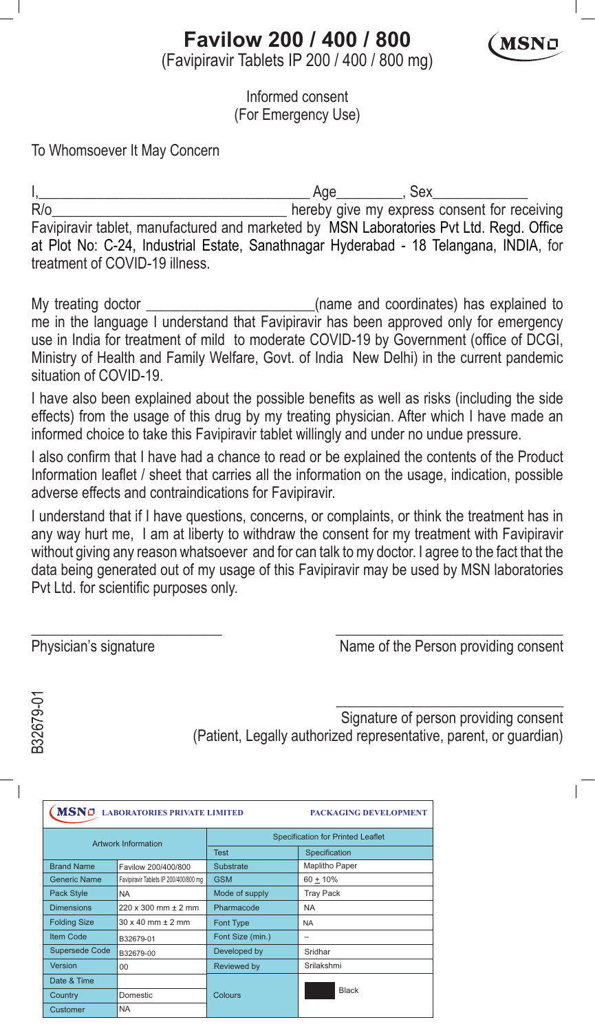# Favilow 200 / 400 / 800

(Favipiravir Tablets IP 200 / 400 / 800 mg)

MSN

Informed consent
(For Emergency Use)

To Whomsoever It May Concern

I,____________________________________ Age_________, Sex_____________
R/o________________________________ hereby give my express consent for receiving Favipiravir tablet, manufactured and marketed by MSN Laboratories Pvt Ltd. Regd. Office at Plot No: C-24, Industrial Estate, Sanathnagar Hyderabad - 18 Telangana, INDIA, for treatment of COVID-19 illness.

My treating doctor _______________________(name and coordinates) has explained to me in the language I understand that Favipiravir has been approved only for emergency use in India for treatment of mild to moderate COVID-19 by Government (office of DCGI, Ministry of Health and Family Welfare, Govt. of India New Delhi) in the current pandemic situation of COVID-19.

I have also been explained about the possible benefits as well as risks (including the side effects) from the usage of this drug by my treating physician. After which I have made an informed choice to take this Favipiravir tablet willingly and under no undue pressure.

I also confirm that I have had a chance to read or be explained the contents of the Product Information leaflet / sheet that carries all the information on the usage, indication, possible adverse effects and contraindications for Favipiravir.

I understand that if I have questions, concerns, or complaints, or think the treatment has in any way hurt me, I am at liberty to withdraw the consent for my treatment with Favipiravir without giving any reason whatsoever and for can talk to my doctor. I agree to the fact that the data being generated out of my usage of this Favipiravir may be used by MSN laboratories Pvt Ltd. for scientific purposes only.

__________________________ &nbsp;&nbsp;&nbsp;&nbsp;&nbsp;&nbsp;&nbsp;&nbsp; ______________________________
Physician's signature &nbsp;&nbsp;&nbsp;&nbsp;&nbsp;&nbsp;&nbsp;&nbsp; Name of the Person providing consent

B32679-01

______________________________
Signature of person providing consent
(Patient, Legally authorized representative, parent, or guardian)

MSN LABORATORIES PRIVATE LIMITED — PACKAGING DEVELOPMENT

| Artwork Information | | Specification for Printed Leaflet | |
|---|---|---|---|
| | | Test | Specification |
| Brand Name | Favilow 200/400/800 | Substrate | Maplitho Paper |
| Generic Name | Favipiravir Tablets IP 200/400/800 mg | GSM | 60 ± 10% |
| Pack Style | NA | Mode of supply | Tray Pack |
| Dimensions | 220 x 300 mm ± 2 mm | Pharmacode | NA |
| Folding Size | 30 x 40 mm ± 2 mm | Font Type | NA |
| Item Code | B32679-01 | Font Size (min.) | – |
| Supersede Code | B32679-00 | Developed by | Sridhar |
| Version | 00 | Reviewed by | Srilakshmi |
| Date & Time | | Colours | Black |
| Country | Domestic | | |
| Customer | NA | | |